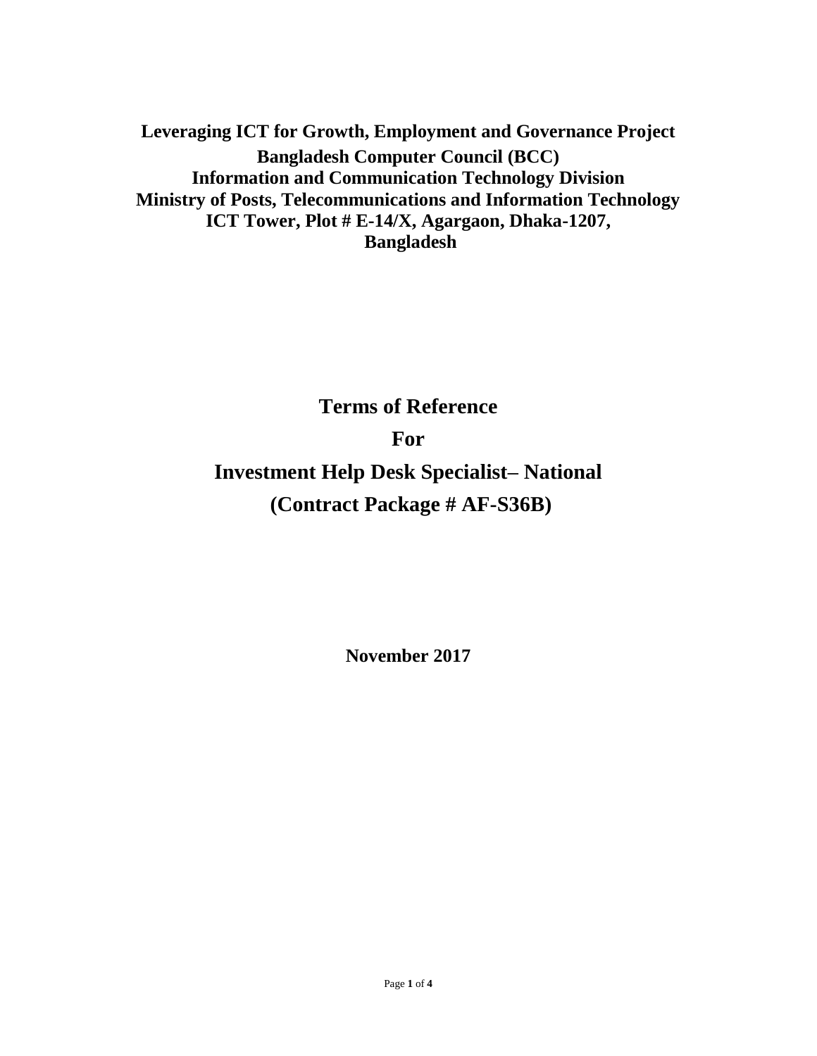**Leveraging ICT for Growth, Employment and Governance Project**
**Bangladesh Computer Council (BCC)**
**Information and Communication Technology Division**
**Ministry of Posts, Telecommunications and Information Technology**
**ICT Tower, Plot # E-14/X, Agargaon, Dhaka-1207,**
**Bangladesh**

# Terms of Reference

# For

# Investment Help Desk Specialist– National

# (Contract Package # AF-S36B)

**November 2017**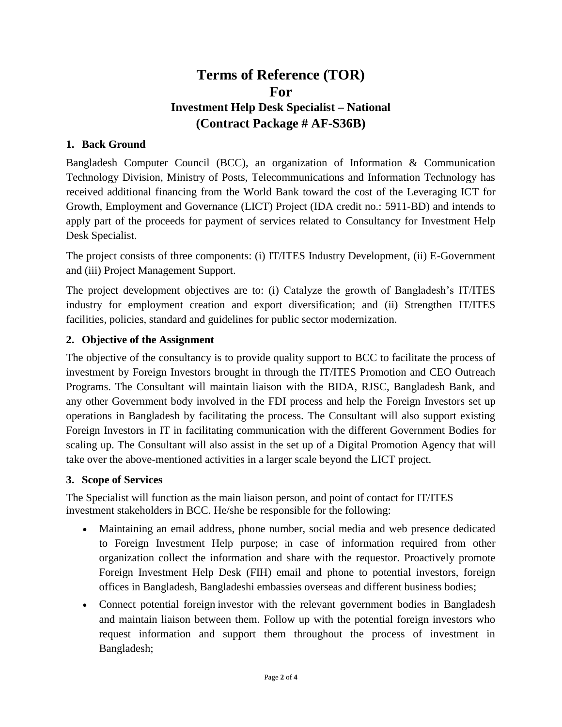# Terms of Reference (TOR)
# For
## Investment Help Desk Specialist – National
## (Contract Package # AF-S36B)

### 1. Back Ground

Bangladesh Computer Council (BCC), an organization of Information & Communication Technology Division, Ministry of Posts, Telecommunications and Information Technology has received additional financing from the World Bank toward the cost of the Leveraging ICT for Growth, Employment and Governance (LICT) Project (IDA credit no.: 5911-BD) and intends to apply part of the proceeds for payment of services related to Consultancy for Investment Help Desk Specialist.

The project consists of three components: (i) IT/ITES Industry Development, (ii) E-Government and (iii) Project Management Support.

The project development objectives are to: (i) Catalyze the growth of Bangladesh's IT/ITES industry for employment creation and export diversification; and (ii) Strengthen IT/ITES facilities, policies, standard and guidelines for public sector modernization.

### 2. Objective of the Assignment

The objective of the consultancy is to provide quality support to BCC to facilitate the process of investment by Foreign Investors brought in through the IT/ITES Promotion and CEO Outreach Programs. The Consultant will maintain liaison with the BIDA, RJSC, Bangladesh Bank, and any other Government body involved in the FDI process and help the Foreign Investors set up operations in Bangladesh by facilitating the process. The Consultant will also support existing Foreign Investors in IT in facilitating communication with the different Government Bodies for scaling up. The Consultant will also assist in the set up of a Digital Promotion Agency that will take over the above-mentioned activities in a larger scale beyond the LICT project.

### 3. Scope of Services

The Specialist will function as the main liaison person, and point of contact for IT/ITES investment stakeholders in BCC. He/she be responsible for the following:

- Maintaining an email address, phone number, social media and web presence dedicated to Foreign Investment Help purpose; in case of information required from other organization collect the information and share with the requestor. Proactively promote Foreign Investment Help Desk (FIH) email and phone to potential investors, foreign offices in Bangladesh, Bangladeshi embassies overseas and different business bodies;
- Connect potential foreign investor with the relevant government bodies in Bangladesh and maintain liaison between them. Follow up with the potential foreign investors who request information and support them throughout the process of investment in Bangladesh;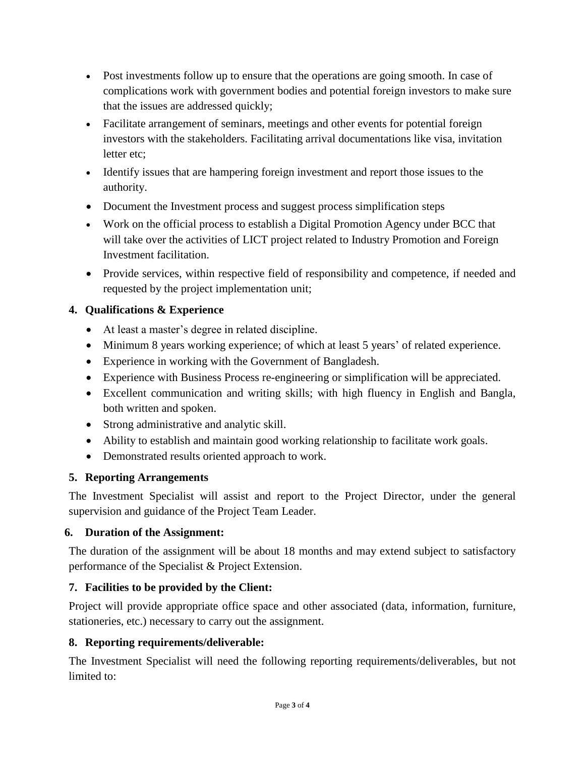- Post investments follow up to ensure that the operations are going smooth. In case of complications work with government bodies and potential foreign investors to make sure that the issues are addressed quickly;
- Facilitate arrangement of seminars, meetings and other events for potential foreign investors with the stakeholders. Facilitating arrival documentations like visa, invitation letter etc;
- Identify issues that are hampering foreign investment and report those issues to the authority.
- Document the Investment process and suggest process simplification steps
- Work on the official process to establish a Digital Promotion Agency under BCC that will take over the activities of LICT project related to Industry Promotion and Foreign Investment facilitation.
- Provide services, within respective field of responsibility and competence, if needed and requested by the project implementation unit;

## 4. Qualifications & Experience

- At least a master's degree in related discipline.
- Minimum 8 years working experience; of which at least 5 years' of related experience.
- Experience in working with the Government of Bangladesh.
- Experience with Business Process re-engineering or simplification will be appreciated.
- Excellent communication and writing skills; with high fluency in English and Bangla, both written and spoken.
- Strong administrative and analytic skill.
- Ability to establish and maintain good working relationship to facilitate work goals.
- Demonstrated results oriented approach to work.

## 5. Reporting Arrangements

The Investment Specialist will assist and report to the Project Director, under the general supervision and guidance of the Project Team Leader.

## 6. Duration of the Assignment:

The duration of the assignment will be about 18 months and may extend subject to satisfactory performance of the Specialist & Project Extension.

## 7. Facilities to be provided by the Client:

Project will provide appropriate office space and other associated (data, information, furniture, stationeries, etc.) necessary to carry out the assignment.

## 8. Reporting requirements/deliverable:

The Investment Specialist will need the following reporting requirements/deliverables, but not limited to: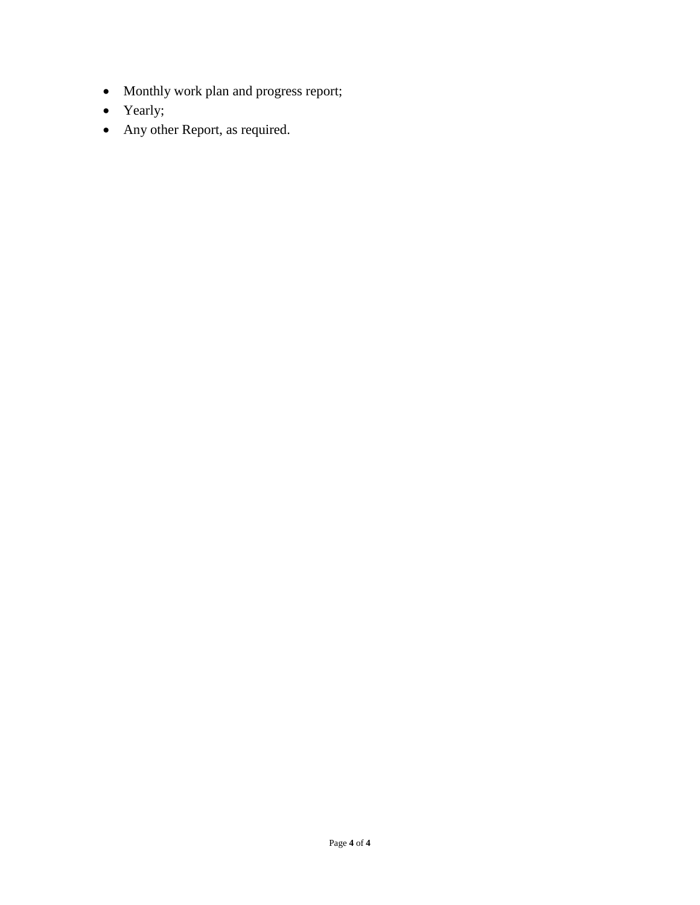- Monthly work plan and progress report;
- Yearly;
- Any other Report, as required.